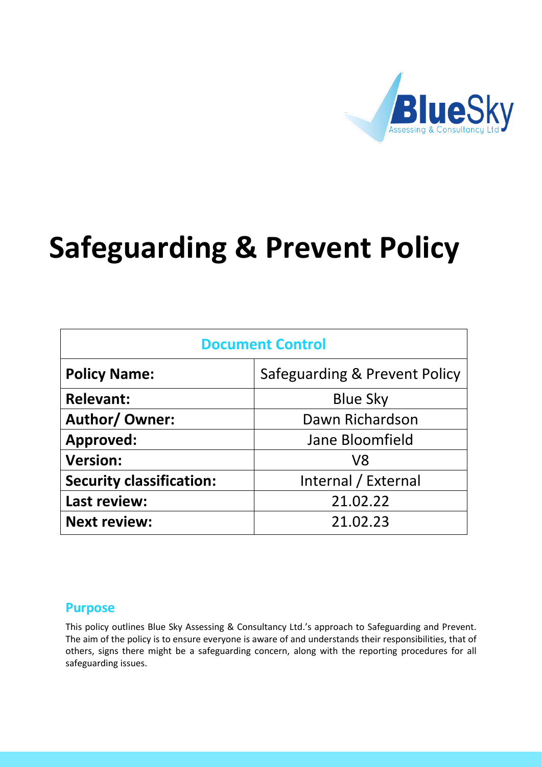# Safeguarding & Prevent Policy

| Document Control | |
| --- | --- |
| **Policy Name:** | Safeguarding & Prevent Policy |
| **Relevant:** | Blue Sky |
| **Author/ Owner:** | Dawn Richardson |
| **Approved:** | Jane Bloomfield |
| **Version:** | V8 |
| **Security classification:** | Internal / External |
| **Last review:** | 21.02.22 |
| **Next review:** | 21.02.23 |

## Purpose

This policy outlines Blue Sky Assessing & Consultancy Ltd.'s approach to Safeguarding and Prevent. The aim of the policy is to ensure everyone is aware of and understands their responsibilities, that of others, signs there might be a safeguarding concern, along with the reporting procedures for all safeguarding issues.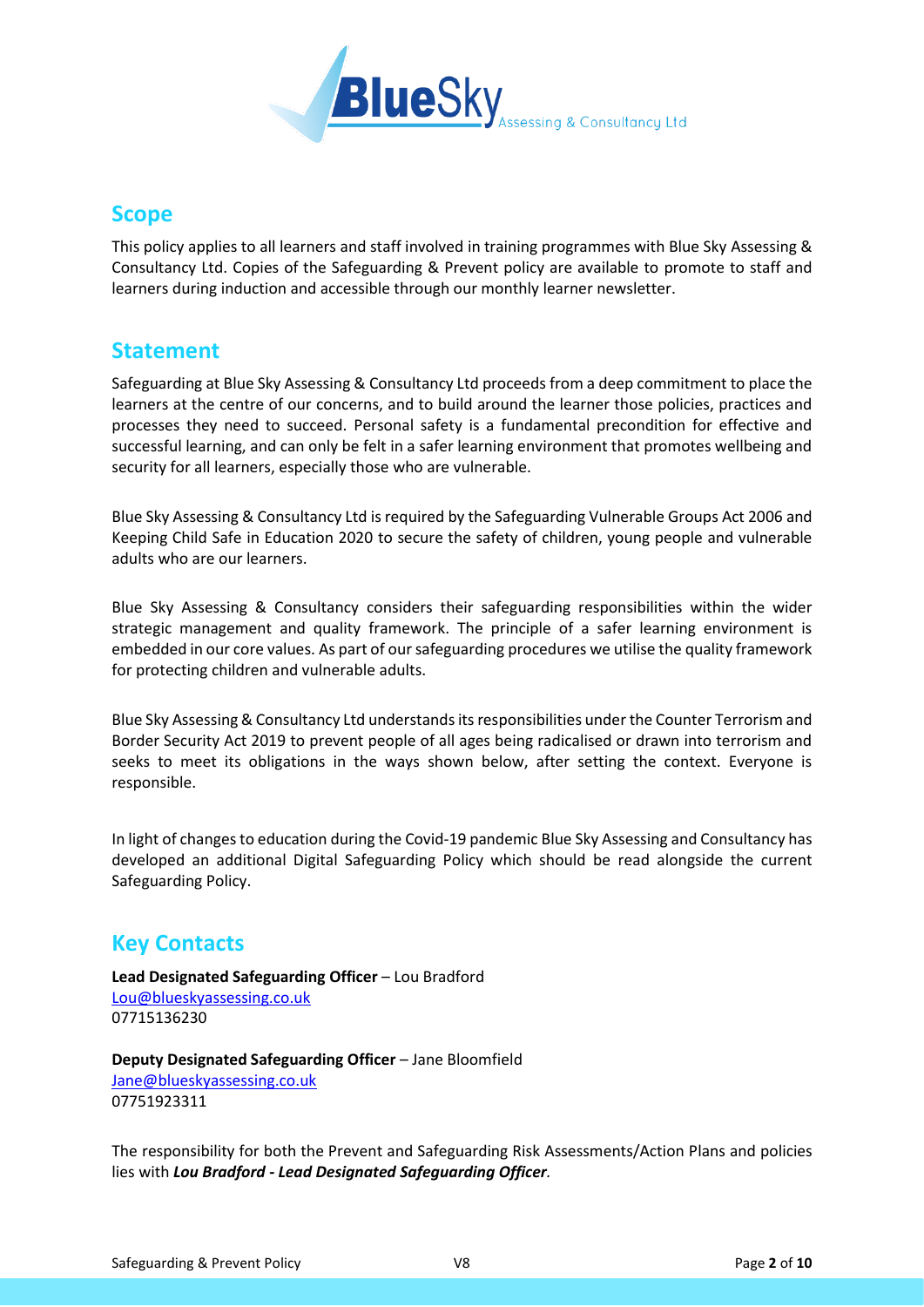## Scope

This policy applies to all learners and staff involved in training programmes with Blue Sky Assessing & Consultancy Ltd. Copies of the Safeguarding & Prevent policy are available to promote to staff and learners during induction and accessible through our monthly learner newsletter.

## Statement

Safeguarding at Blue Sky Assessing & Consultancy Ltd proceeds from a deep commitment to place the learners at the centre of our concerns, and to build around the learner those policies, practices and processes they need to succeed. Personal safety is a fundamental precondition for effective and successful learning, and can only be felt in a safer learning environment that promotes wellbeing and security for all learners, especially those who are vulnerable.

Blue Sky Assessing & Consultancy Ltd is required by the Safeguarding Vulnerable Groups Act 2006 and Keeping Child Safe in Education 2020 to secure the safety of children, young people and vulnerable adults who are our learners.

Blue Sky Assessing & Consultancy considers their safeguarding responsibilities within the wider strategic management and quality framework. The principle of a safer learning environment is embedded in our core values. As part of our safeguarding procedures we utilise the quality framework for protecting children and vulnerable adults.

Blue Sky Assessing & Consultancy Ltd understands its responsibilities under the Counter Terrorism and Border Security Act 2019 to prevent people of all ages being radicalised or drawn into terrorism and seeks to meet its obligations in the ways shown below, after setting the context. Everyone is responsible.

In light of changes to education during the Covid-19 pandemic Blue Sky Assessing and Consultancy has developed an additional Digital Safeguarding Policy which should be read alongside the current Safeguarding Policy.

## Key Contacts

**Lead Designated Safeguarding Officer** – Lou Bradford
Lou@blueskyassessing.co.uk
07715136230

**Deputy Designated Safeguarding Officer** – Jane Bloomfield
Jane@blueskyassessing.co.uk
07751923311

The responsibility for both the Prevent and Safeguarding Risk Assessments/Action Plans and policies lies with ***Lou Bradford - Lead Designated Safeguarding Officer***.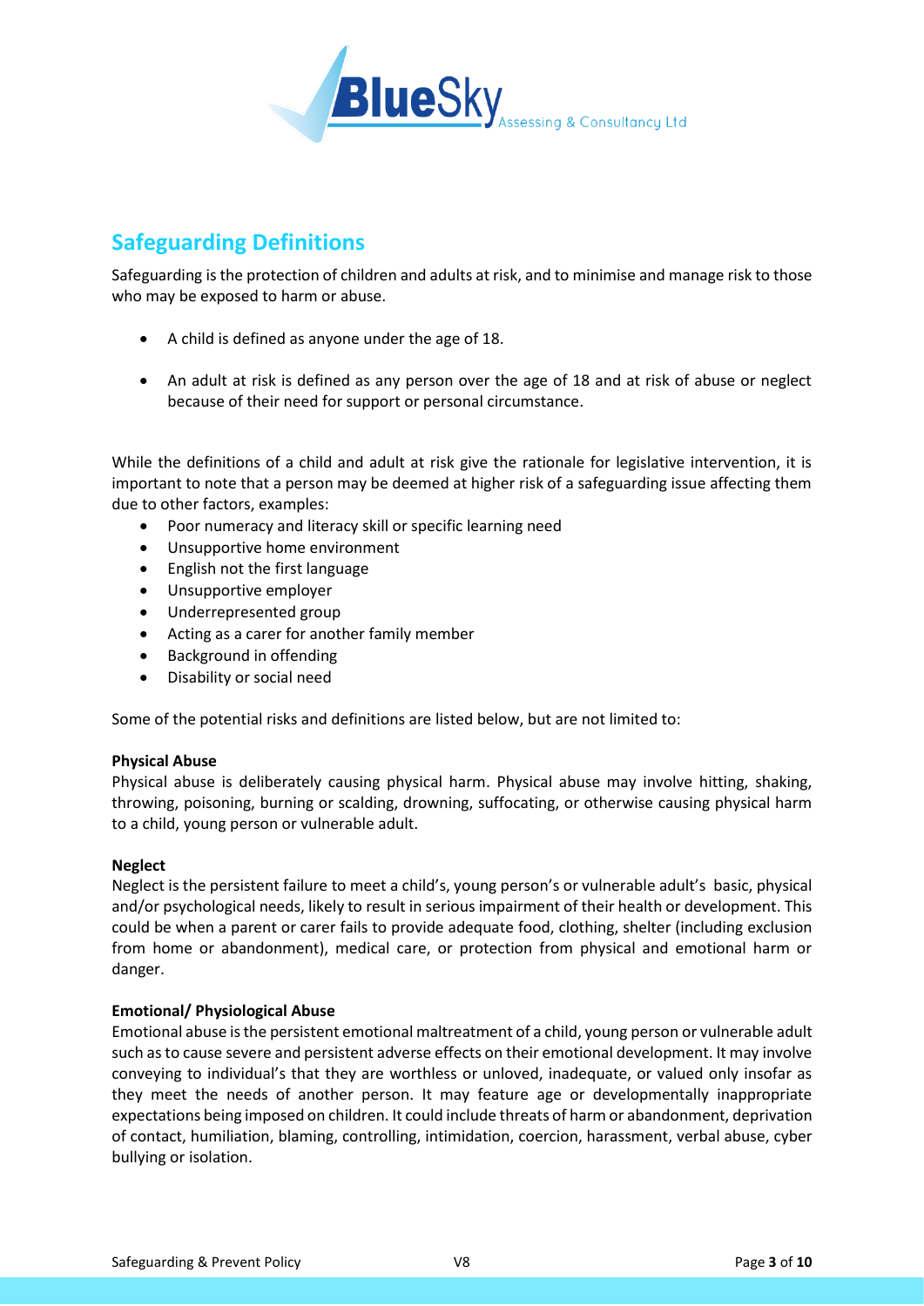## Safeguarding Definitions

Safeguarding is the protection of children and adults at risk, and to minimise and manage risk to those who may be exposed to harm or abuse.

- A child is defined as anyone under the age of 18.
- An adult at risk is defined as any person over the age of 18 and at risk of abuse or neglect because of their need for support or personal circumstance.

While the definitions of a child and adult at risk give the rationale for legislative intervention, it is important to note that a person may be deemed at higher risk of a safeguarding issue affecting them due to other factors, examples:

- Poor numeracy and literacy skill or specific learning need
- Unsupportive home environment
- English not the first language
- Unsupportive employer
- Underrepresented group
- Acting as a carer for another family member
- Background in offending
- Disability or social need

Some of the potential risks and definitions are listed below, but are not limited to:

**Physical Abuse**
Physical abuse is deliberately causing physical harm. Physical abuse may involve hitting, shaking, throwing, poisoning, burning or scalding, drowning, suffocating, or otherwise causing physical harm to a child, young person or vulnerable adult.

**Neglect**
Neglect is the persistent failure to meet a child's, young person's or vulnerable adult's basic, physical and/or psychological needs, likely to result in serious impairment of their health or development. This could be when a parent or carer fails to provide adequate food, clothing, shelter (including exclusion from home or abandonment), medical care, or protection from physical and emotional harm or danger.

**Emotional/ Physiological Abuse**
Emotional abuse is the persistent emotional maltreatment of a child, young person or vulnerable adult such as to cause severe and persistent adverse effects on their emotional development. It may involve conveying to individual's that they are worthless or unloved, inadequate, or valued only insofar as they meet the needs of another person. It may feature age or developmentally inappropriate expectations being imposed on children. It could include threats of harm or abandonment, deprivation of contact, humiliation, blaming, controlling, intimidation, coercion, harassment, verbal abuse, cyber bullying or isolation.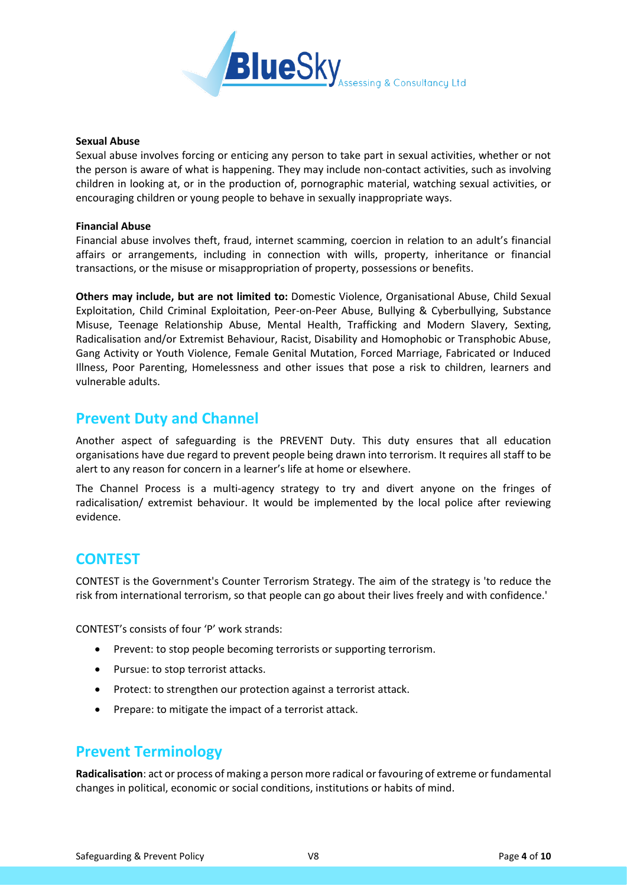**Sexual Abuse**
Sexual abuse involves forcing or enticing any person to take part in sexual activities, whether or not the person is aware of what is happening. They may include non-contact activities, such as involving children in looking at, or in the production of, pornographic material, watching sexual activities, or encouraging children or young people to behave in sexually inappropriate ways.

**Financial Abuse**
Financial abuse involves theft, fraud, internet scamming, coercion in relation to an adult's financial affairs or arrangements, including in connection with wills, property, inheritance or financial transactions, or the misuse or misappropriation of property, possessions or benefits.

**Others may include, but are not limited to:** Domestic Violence, Organisational Abuse, Child Sexual Exploitation, Child Criminal Exploitation, Peer-on-Peer Abuse, Bullying & Cyberbullying, Substance Misuse, Teenage Relationship Abuse, Mental Health, Trafficking and Modern Slavery, Sexting, Radicalisation and/or Extremist Behaviour, Racist, Disability and Homophobic or Transphobic Abuse, Gang Activity or Youth Violence, Female Genital Mutation, Forced Marriage, Fabricated or Induced Illness, Poor Parenting, Homelessness and other issues that pose a risk to children, learners and vulnerable adults.

## Prevent Duty and Channel

Another aspect of safeguarding is the PREVENT Duty. This duty ensures that all education organisations have due regard to prevent people being drawn into terrorism. It requires all staff to be alert to any reason for concern in a learner's life at home or elsewhere.

The Channel Process is a multi-agency strategy to try and divert anyone on the fringes of radicalisation/ extremist behaviour. It would be implemented by the local police after reviewing evidence.

## CONTEST

CONTEST is the Government's Counter Terrorism Strategy. The aim of the strategy is 'to reduce the risk from international terrorism, so that people can go about their lives freely and with confidence.'

CONTEST's consists of four 'P' work strands:

- Prevent: to stop people becoming terrorists or supporting terrorism.
- Pursue: to stop terrorist attacks.
- Protect: to strengthen our protection against a terrorist attack.
- Prepare: to mitigate the impact of a terrorist attack.

## Prevent Terminology

**Radicalisation**: act or process of making a person more radical or favouring of extreme or fundamental changes in political, economic or social conditions, institutions or habits of mind.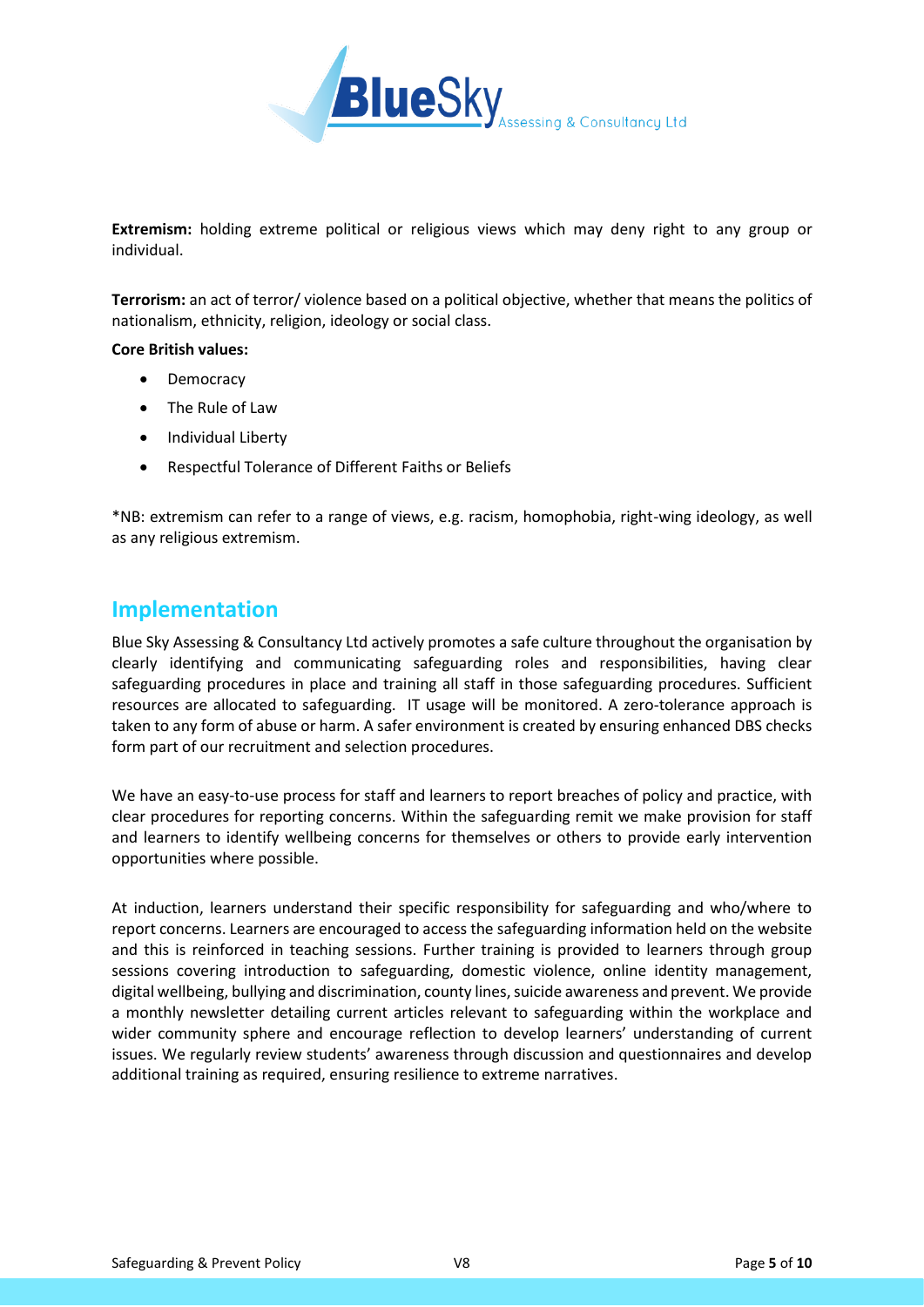**Extremism:** holding extreme political or religious views which may deny right to any group or individual.

**Terrorism:** an act of terror/ violence based on a political objective, whether that means the politics of nationalism, ethnicity, religion, ideology or social class.

**Core British values:**

- Democracy
- The Rule of Law
- Individual Liberty
- Respectful Tolerance of Different Faiths or Beliefs

*NB: extremism can refer to a range of views, e.g. racism, homophobia, right-wing ideology, as well as any religious extremism.

## Implementation

Blue Sky Assessing & Consultancy Ltd actively promotes a safe culture throughout the organisation by clearly identifying and communicating safeguarding roles and responsibilities, having clear safeguarding procedures in place and training all staff in those safeguarding procedures. Sufficient resources are allocated to safeguarding. IT usage will be monitored. A zero-tolerance approach is taken to any form of abuse or harm. A safer environment is created by ensuring enhanced DBS checks form part of our recruitment and selection procedures.

We have an easy-to-use process for staff and learners to report breaches of policy and practice, with clear procedures for reporting concerns. Within the safeguarding remit we make provision for staff and learners to identify wellbeing concerns for themselves or others to provide early intervention opportunities where possible.

At induction, learners understand their specific responsibility for safeguarding and who/where to report concerns. Learners are encouraged to access the safeguarding information held on the website and this is reinforced in teaching sessions. Further training is provided to learners through group sessions covering introduction to safeguarding, domestic violence, online identity management, digital wellbeing, bullying and discrimination, county lines, suicide awareness and prevent. We provide a monthly newsletter detailing current articles relevant to safeguarding within the workplace and wider community sphere and encourage reflection to develop learners' understanding of current issues. We regularly review students' awareness through discussion and questionnaires and develop additional training as required, ensuring resilience to extreme narratives.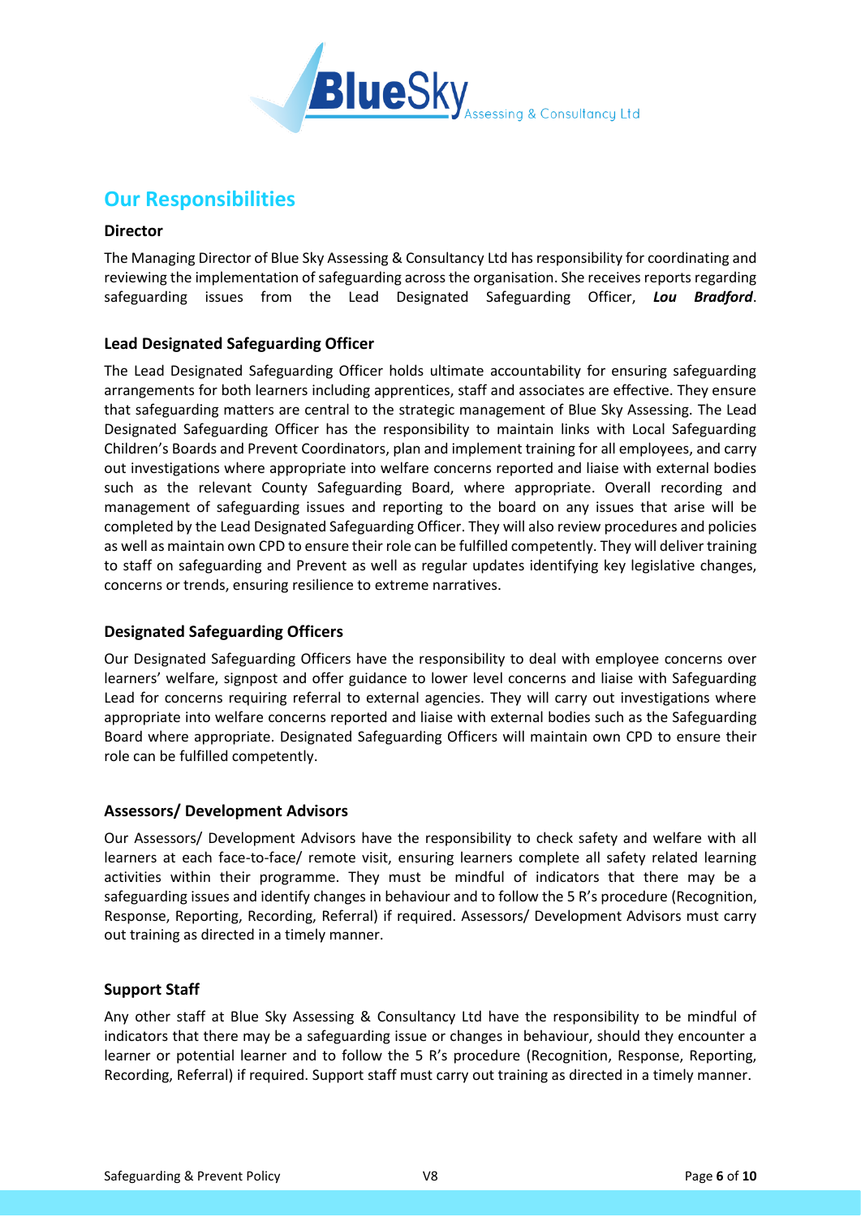## Our Responsibilities

### Director

The Managing Director of Blue Sky Assessing & Consultancy Ltd has responsibility for coordinating and reviewing the implementation of safeguarding across the organisation. She receives reports regarding safeguarding issues from the Lead Designated Safeguarding Officer, ***Lou Bradford***.

### Lead Designated Safeguarding Officer

The Lead Designated Safeguarding Officer holds ultimate accountability for ensuring safeguarding arrangements for both learners including apprentices, staff and associates are effective. They ensure that safeguarding matters are central to the strategic management of Blue Sky Assessing. The Lead Designated Safeguarding Officer has the responsibility to maintain links with Local Safeguarding Children's Boards and Prevent Coordinators, plan and implement training for all employees, and carry out investigations where appropriate into welfare concerns reported and liaise with external bodies such as the relevant County Safeguarding Board, where appropriate. Overall recording and management of safeguarding issues and reporting to the board on any issues that arise will be completed by the Lead Designated Safeguarding Officer. They will also review procedures and policies as well as maintain own CPD to ensure their role can be fulfilled competently. They will deliver training to staff on safeguarding and Prevent as well as regular updates identifying key legislative changes, concerns or trends, ensuring resilience to extreme narratives.

### Designated Safeguarding Officers

Our Designated Safeguarding Officers have the responsibility to deal with employee concerns over learners' welfare, signpost and offer guidance to lower level concerns and liaise with Safeguarding Lead for concerns requiring referral to external agencies. They will carry out investigations where appropriate into welfare concerns reported and liaise with external bodies such as the Safeguarding Board where appropriate. Designated Safeguarding Officers will maintain own CPD to ensure their role can be fulfilled competently.

### Assessors/ Development Advisors

Our Assessors/ Development Advisors have the responsibility to check safety and welfare with all learners at each face-to-face/ remote visit, ensuring learners complete all safety related learning activities within their programme. They must be mindful of indicators that there may be a safeguarding issues and identify changes in behaviour and to follow the 5 R's procedure (Recognition, Response, Reporting, Recording, Referral) if required. Assessors/ Development Advisors must carry out training as directed in a timely manner.

### Support Staff

Any other staff at Blue Sky Assessing & Consultancy Ltd have the responsibility to be mindful of indicators that there may be a safeguarding issue or changes in behaviour, should they encounter a learner or potential learner and to follow the 5 R's procedure (Recognition, Response, Reporting, Recording, Referral) if required. Support staff must carry out training as directed in a timely manner.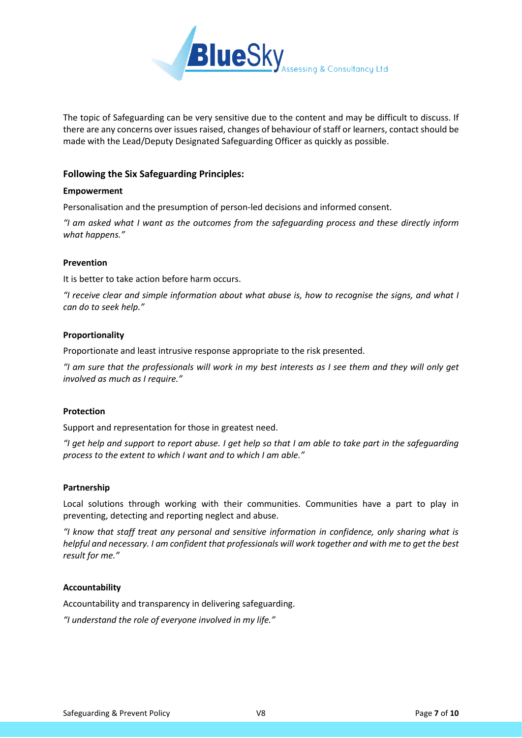The topic of Safeguarding can be very sensitive due to the content and may be difficult to discuss. If there are any concerns over issues raised, changes of behaviour of staff or learners, contact should be made with the Lead/Deputy Designated Safeguarding Officer as quickly as possible.

## Following the Six Safeguarding Principles:

### Empowerment

Personalisation and the presumption of person-led decisions and informed consent.

*"I am asked what I want as the outcomes from the safeguarding process and these directly inform what happens."*

### Prevention

It is better to take action before harm occurs.

*"I receive clear and simple information about what abuse is, how to recognise the signs, and what I can do to seek help."*

### Proportionality

Proportionate and least intrusive response appropriate to the risk presented.

*"I am sure that the professionals will work in my best interests as I see them and they will only get involved as much as I require."*

### Protection

Support and representation for those in greatest need.

*"I get help and support to report abuse. I get help so that I am able to take part in the safeguarding process to the extent to which I want and to which I am able."*

### Partnership

Local solutions through working with their communities. Communities have a part to play in preventing, detecting and reporting neglect and abuse.

*"I know that staff treat any personal and sensitive information in confidence, only sharing what is helpful and necessary. I am confident that professionals will work together and with me to get the best result for me."*

### Accountability

Accountability and transparency in delivering safeguarding.

*"I understand the role of everyone involved in my life."*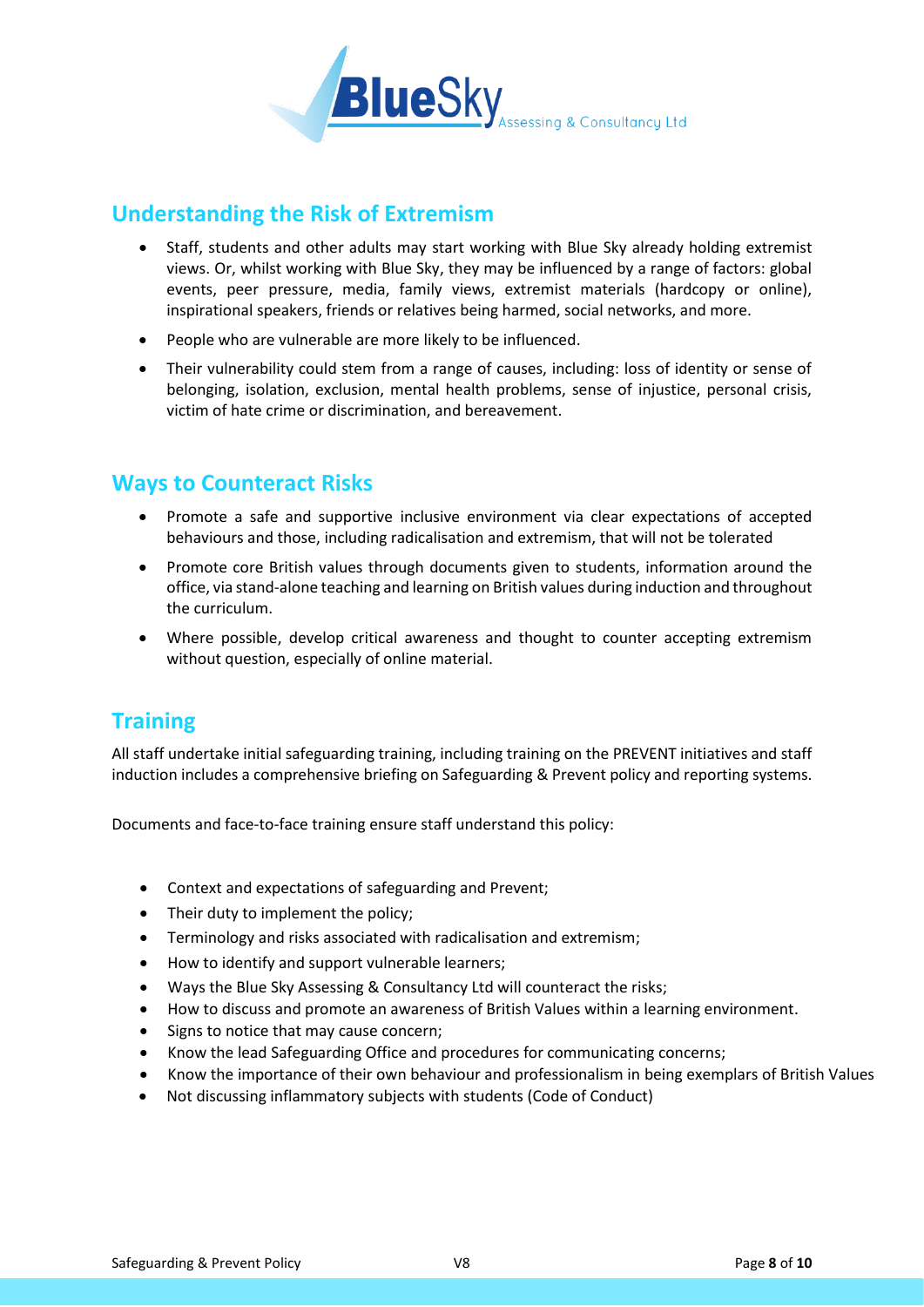## Understanding the Risk of Extremism

- Staff, students and other adults may start working with Blue Sky already holding extremist views. Or, whilst working with Blue Sky, they may be influenced by a range of factors: global events, peer pressure, media, family views, extremist materials (hardcopy or online), inspirational speakers, friends or relatives being harmed, social networks, and more.
- People who are vulnerable are more likely to be influenced.
- Their vulnerability could stem from a range of causes, including: loss of identity or sense of belonging, isolation, exclusion, mental health problems, sense of injustice, personal crisis, victim of hate crime or discrimination, and bereavement.

## Ways to Counteract Risks

- Promote a safe and supportive inclusive environment via clear expectations of accepted behaviours and those, including radicalisation and extremism, that will not be tolerated
- Promote core British values through documents given to students, information around the office, via stand-alone teaching and learning on British values during induction and throughout the curriculum.
- Where possible, develop critical awareness and thought to counter accepting extremism without question, especially of online material.

## Training

All staff undertake initial safeguarding training, including training on the PREVENT initiatives and staff induction includes a comprehensive briefing on Safeguarding & Prevent policy and reporting systems.

Documents and face-to-face training ensure staff understand this policy:

- Context and expectations of safeguarding and Prevent;
- Their duty to implement the policy;
- Terminology and risks associated with radicalisation and extremism;
- How to identify and support vulnerable learners;
- Ways the Blue Sky Assessing & Consultancy Ltd will counteract the risks;
- How to discuss and promote an awareness of British Values within a learning environment.
- Signs to notice that may cause concern;
- Know the lead Safeguarding Office and procedures for communicating concerns;
- Know the importance of their own behaviour and professionalism in being exemplars of British Values
- Not discussing inflammatory subjects with students (Code of Conduct)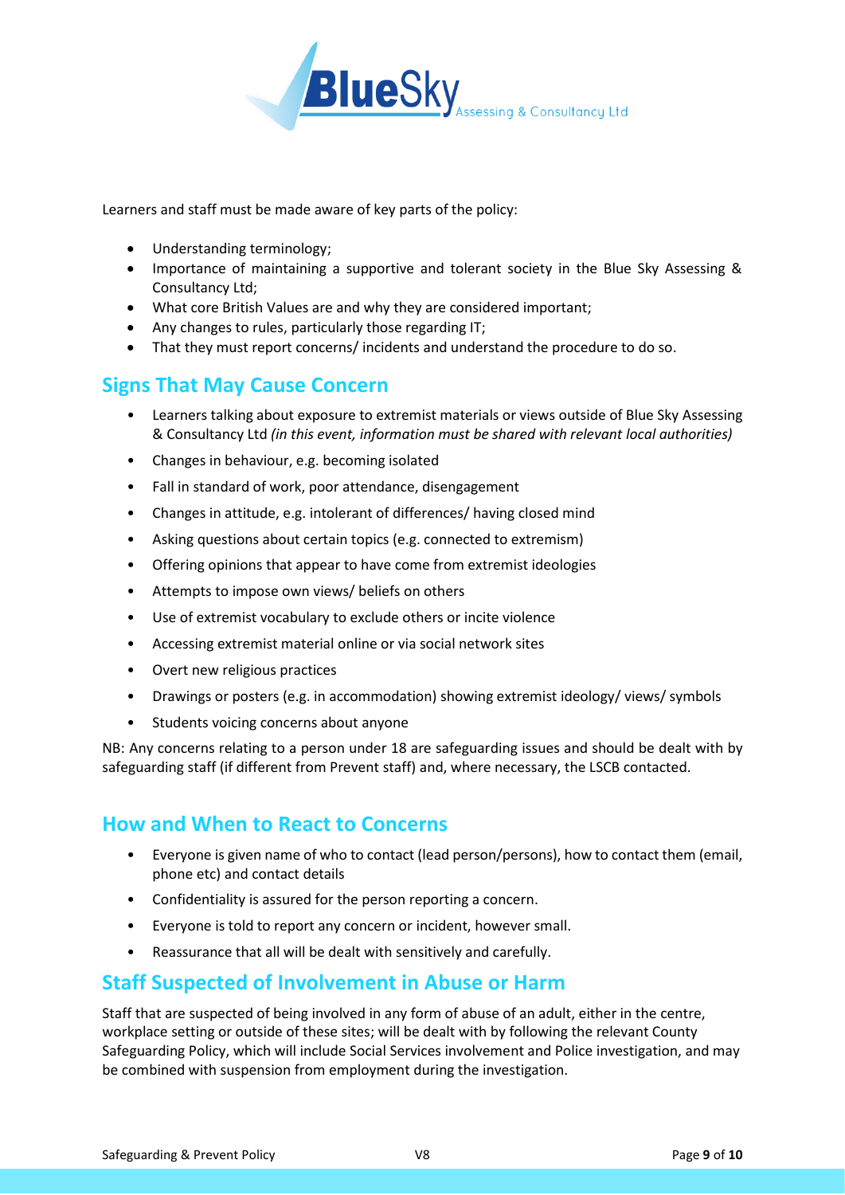Learners and staff must be made aware of key parts of the policy:

- Understanding terminology;
- Importance of maintaining a supportive and tolerant society in the Blue Sky Assessing & Consultancy Ltd;
- What core British Values are and why they are considered important;
- Any changes to rules, particularly those regarding IT;
- That they must report concerns/ incidents and understand the procedure to do so.

## Signs That May Cause Concern

- Learners talking about exposure to extremist materials or views outside of Blue Sky Assessing & Consultancy Ltd *(in this event, information must be shared with relevant local authorities)*
- Changes in behaviour, e.g. becoming isolated
- Fall in standard of work, poor attendance, disengagement
- Changes in attitude, e.g. intolerant of differences/ having closed mind
- Asking questions about certain topics (e.g. connected to extremism)
- Offering opinions that appear to have come from extremist ideologies
- Attempts to impose own views/ beliefs on others
- Use of extremist vocabulary to exclude others or incite violence
- Accessing extremist material online or via social network sites
- Overt new religious practices
- Drawings or posters (e.g. in accommodation) showing extremist ideology/ views/ symbols
- Students voicing concerns about anyone

NB: Any concerns relating to a person under 18 are safeguarding issues and should be dealt with by safeguarding staff (if different from Prevent staff) and, where necessary, the LSCB contacted.

## How and When to React to Concerns

- Everyone is given name of who to contact (lead person/persons), how to contact them (email, phone etc) and contact details
- Confidentiality is assured for the person reporting a concern.
- Everyone is told to report any concern or incident, however small.
- Reassurance that all will be dealt with sensitively and carefully.

## Staff Suspected of Involvement in Abuse or Harm

Staff that are suspected of being involved in any form of abuse of an adult, either in the centre, workplace setting or outside of these sites; will be dealt with by following the relevant County Safeguarding Policy, which will include Social Services involvement and Police investigation, and may be combined with suspension from employment during the investigation.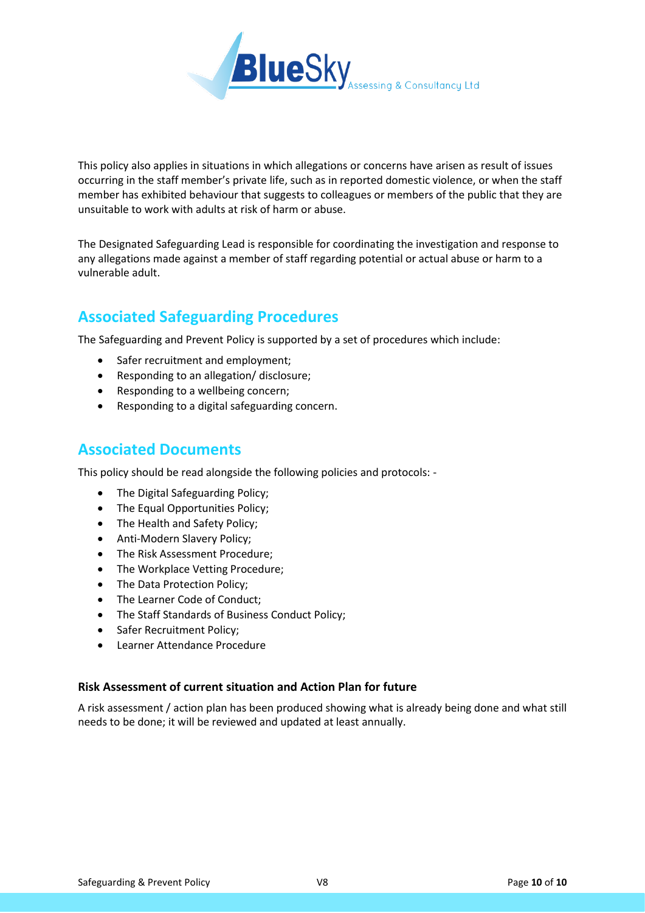This policy also applies in situations in which allegations or concerns have arisen as result of issues occurring in the staff member's private life, such as in reported domestic violence, or when the staff member has exhibited behaviour that suggests to colleagues or members of the public that they are unsuitable to work with adults at risk of harm or abuse.

The Designated Safeguarding Lead is responsible for coordinating the investigation and response to any allegations made against a member of staff regarding potential or actual abuse or harm to a vulnerable adult.

## Associated Safeguarding Procedures

The Safeguarding and Prevent Policy is supported by a set of procedures which include:

- Safer recruitment and employment;
- Responding to an allegation/ disclosure;
- Responding to a wellbeing concern;
- Responding to a digital safeguarding concern.

## Associated Documents

This policy should be read alongside the following policies and protocols: -

- The Digital Safeguarding Policy;
- The Equal Opportunities Policy;
- The Health and Safety Policy;
- Anti-Modern Slavery Policy;
- The Risk Assessment Procedure;
- The Workplace Vetting Procedure;
- The Data Protection Policy;
- The Learner Code of Conduct;
- The Staff Standards of Business Conduct Policy;
- Safer Recruitment Policy;
- Learner Attendance Procedure

### Risk Assessment of current situation and Action Plan for future

A risk assessment / action plan has been produced showing what is already being done and what still needs to be done; it will be reviewed and updated at least annually.